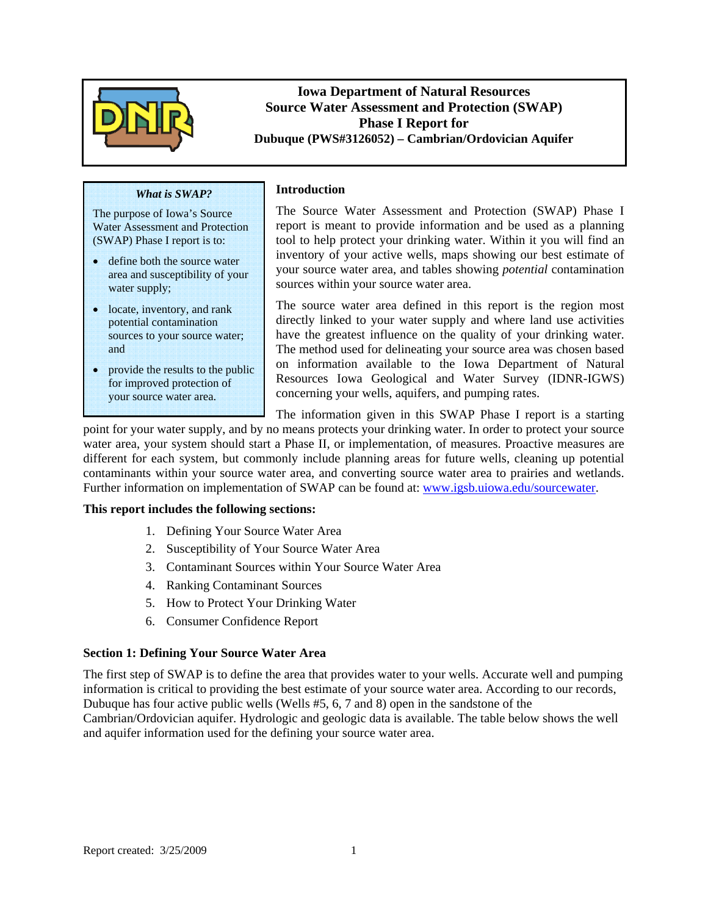# Iowa Department of Natural Resources Source Water Assessment and Protection (SWAP) Phase I Report for Dubuque (PWS#3126052) – Cambrian/Ordovician Aquifer

> ***What is SWAP?***
>
> The purpose of Iowa's Source Water Assessment and Protection (SWAP) Phase I report is to:
>
> - define both the source water area and susceptibility of your water supply;
> - locate, inventory, and rank potential contamination sources to your source water; and
> - provide the results to the public for improved protection of your source water area.

## Introduction

The Source Water Assessment and Protection (SWAP) Phase I report is meant to provide information and be used as a planning tool to help protect your drinking water. Within it you will find an inventory of your active wells, maps showing our best estimate of your source water area, and tables showing *potential* contamination sources within your source water area.

The source water area defined in this report is the region most directly linked to your water supply and where land use activities have the greatest influence on the quality of your drinking water. The method used for delineating your source area was chosen based on information available to the Iowa Department of Natural Resources Iowa Geological and Water Survey (IDNR-IGWS) concerning your wells, aquifers, and pumping rates.

The information given in this SWAP Phase I report is a starting point for your water supply, and by no means protects your drinking water. In order to protect your source water area, your system should start a Phase II, or implementation, of measures. Proactive measures are different for each system, but commonly include planning areas for future wells, cleaning up potential contaminants within your source water area, and converting source water area to prairies and wetlands. Further information on implementation of SWAP can be found at: [www.igsb.uiowa.edu/sourcewater](www.igsb.uiowa.edu/sourcewater).

**This report includes the following sections:**

1. Defining Your Source Water Area
2. Susceptibility of Your Source Water Area
3. Contaminant Sources within Your Source Water Area
4. Ranking Contaminant Sources
5. How to Protect Your Drinking Water
6. Consumer Confidence Report

## Section 1: Defining Your Source Water Area

The first step of SWAP is to define the area that provides water to your wells. Accurate well and pumping information is critical to providing the best estimate of your source water area. According to our records, Dubuque has four active public wells (Wells #5, 6, 7 and 8) open in the sandstone of the Cambrian/Ordovician aquifer. Hydrologic and geologic data is available. The table below shows the well and aquifer information used for the defining your source water area.

Report created: 3/25/2009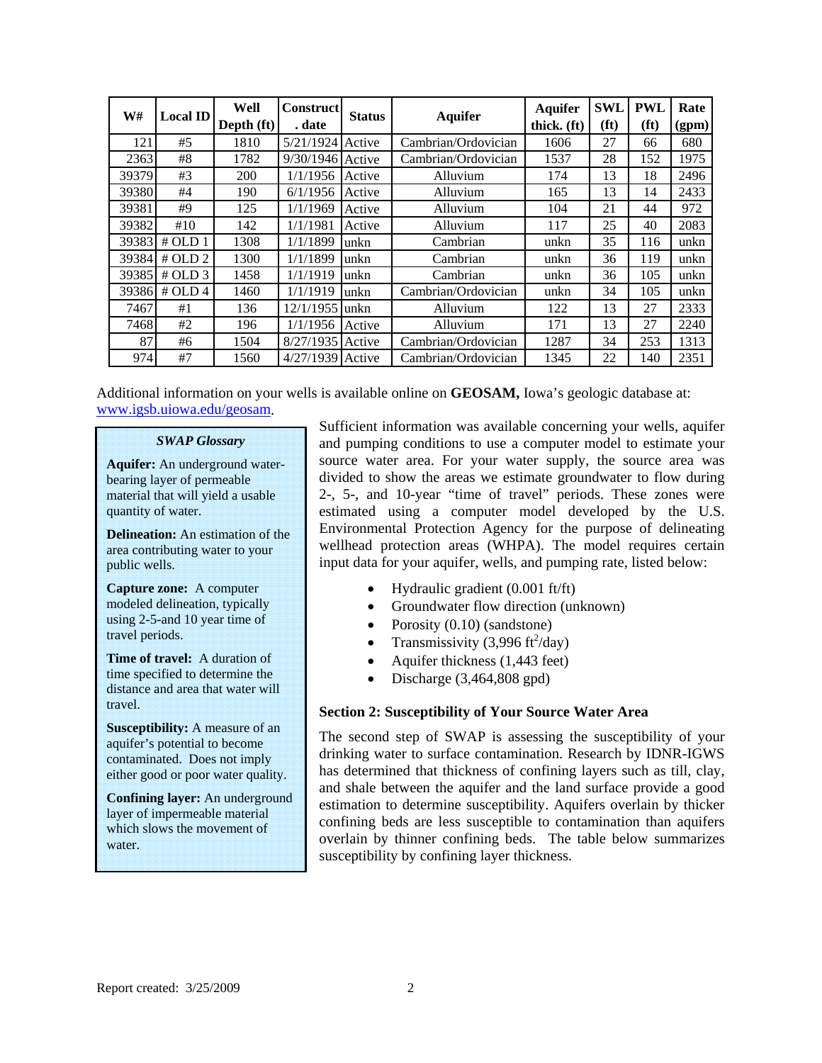| W# | Local ID | Well Depth (ft) | Construct. date | Status | Aquifer | Aquifer thick. (ft) | SWL (ft) | PWL (ft) | Rate (gpm) |
|---|---|---|---|---|---|---|---|---|---|
| 121 | #5 | 1810 | 5/21/1924 | Active | Cambrian/Ordovician | 1606 | 27 | 66 | 680 |
| 2363 | #8 | 1782 | 9/30/1946 | Active | Cambrian/Ordovician | 1537 | 28 | 152 | 1975 |
| 39379 | #3 | 200 | 1/1/1956 | Active | Alluvium | 174 | 13 | 18 | 2496 |
| 39380 | #4 | 190 | 6/1/1956 | Active | Alluvium | 165 | 13 | 14 | 2433 |
| 39381 | #9 | 125 | 1/1/1969 | Active | Alluvium | 104 | 21 | 44 | 972 |
| 39382 | #10 | 142 | 1/1/1981 | Active | Alluvium | 117 | 25 | 40 | 2083 |
| 39383 | # OLD 1 | 1308 | 1/1/1899 | unkn | Cambrian | unkn | 35 | 116 | unkn |
| 39384 | # OLD 2 | 1300 | 1/1/1899 | unkn | Cambrian | unkn | 36 | 119 | unkn |
| 39385 | # OLD 3 | 1458 | 1/1/1919 | unkn | Cambrian | unkn | 36 | 105 | unkn |
| 39386 | # OLD 4 | 1460 | 1/1/1919 | unkn | Cambrian/Ordovician | unkn | 34 | 105 | unkn |
| 7467 | #1 | 136 | 12/1/1955 | unkn | Alluvium | 122 | 13 | 27 | 2333 |
| 7468 | #2 | 196 | 1/1/1956 | Active | Alluvium | 171 | 13 | 27 | 2240 |
| 87 | #6 | 1504 | 8/27/1935 | Active | Cambrian/Ordovician | 1287 | 34 | 253 | 1313 |
| 974 | #7 | 1560 | 4/27/1939 | Active | Cambrian/Ordovician | 1345 | 22 | 140 | 2351 |

Additional information on your wells is available online on **GEOSAM,** Iowa's geologic database at: www.igsb.uiowa.edu/geosam.

> ***SWAP Glossary***
>
> **Aquifer:** An underground water-bearing layer of permeable material that will yield a usable quantity of water.
>
> **Delineation:** An estimation of the area contributing water to your public wells.
>
> **Capture zone:** A computer modeled delineation, typically using 2-5-and 10 year time of travel periods.
>
> **Time of travel:** A duration of time specified to determine the distance and area that water will travel.
>
> **Susceptibility:** A measure of an aquifer's potential to become contaminated. Does not imply either good or poor water quality.
>
> **Confining layer:** An underground layer of impermeable material which slows the movement of water.

Sufficient information was available concerning your wells, aquifer and pumping conditions to use a computer model to estimate your source water area. For your water supply, the source area was divided to show the areas we estimate groundwater to flow during 2-, 5-, and 10-year "time of travel" periods. These zones were estimated using a computer model developed by the U.S. Environmental Protection Agency for the purpose of delineating wellhead protection areas (WHPA). The model requires certain input data for your aquifer, wells, and pumping rate, listed below:

- Hydraulic gradient (0.001 ft/ft)
- Groundwater flow direction (unknown)
- Porosity (0.10) (sandstone)
- Transmissivity (3,996 $ft^2$/day)
- Aquifer thickness (1,443 feet)
- Discharge (3,464,808 gpd)

### Section 2: Susceptibility of Your Source Water Area

The second step of SWAP is assessing the susceptibility of your drinking water to surface contamination. Research by IDNR-IGWS has determined that thickness of confining layers such as till, clay, and shale between the aquifer and the land surface provide a good estimation to determine susceptibility. Aquifers overlain by thicker confining beds are less susceptible to contamination than aquifers overlain by thinner confining beds. The table below summarizes susceptibility by confining layer thickness.

Report created: 3/25/2009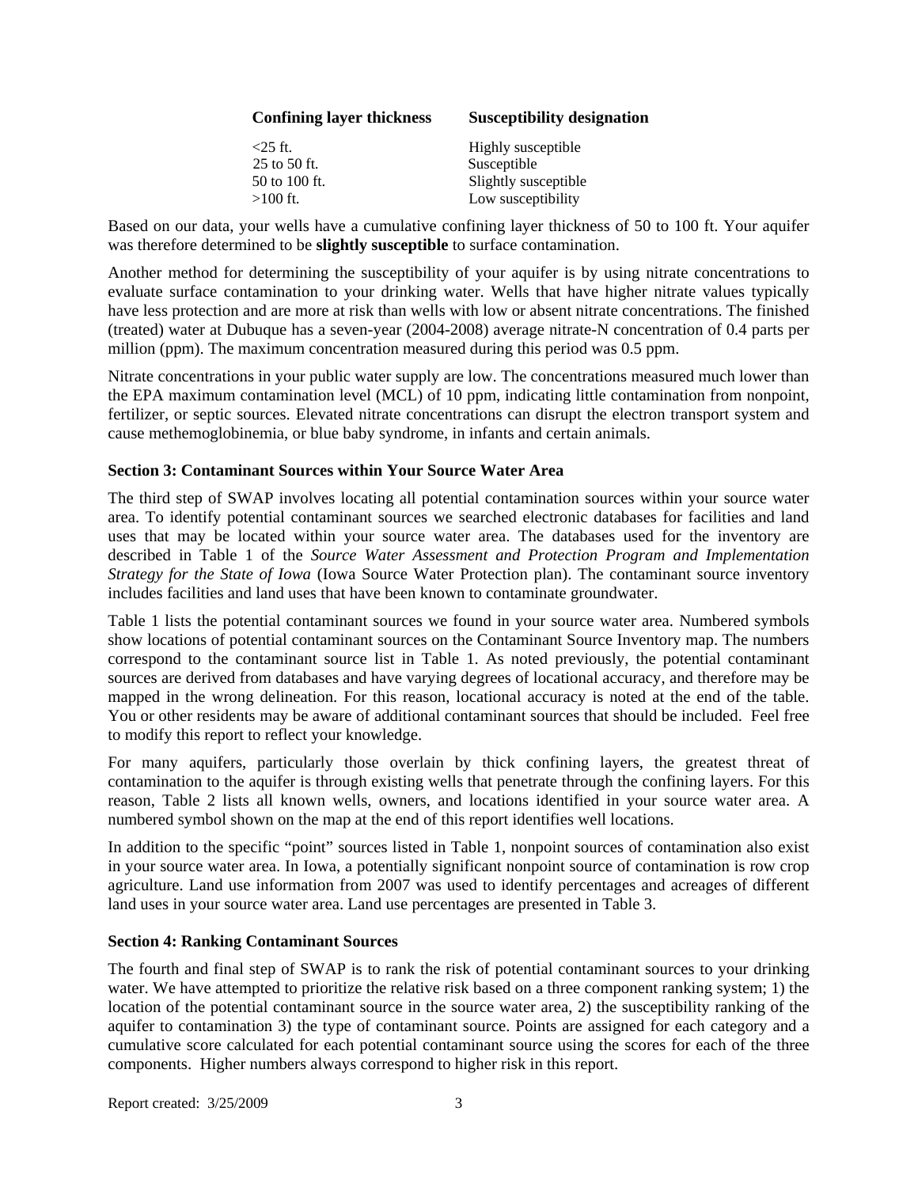| Confining layer thickness | Susceptibility designation |
| --- | --- |
| <25 ft. | Highly susceptible |
| 25 to 50 ft. | Susceptible |
| 50 to 100 ft. | Slightly susceptible |
| >100 ft. | Low susceptibility |

Based on our data, your wells have a cumulative confining layer thickness of 50 to 100 ft. Your aquifer was therefore determined to be **slightly susceptible** to surface contamination.

Another method for determining the susceptibility of your aquifer is by using nitrate concentrations to evaluate surface contamination to your drinking water. Wells that have higher nitrate values typically have less protection and are more at risk than wells with low or absent nitrate concentrations. The finished (treated) water at Dubuque has a seven-year (2004-2008) average nitrate-N concentration of 0.4 parts per million (ppm). The maximum concentration measured during this period was 0.5 ppm.

Nitrate concentrations in your public water supply are low. The concentrations measured much lower than the EPA maximum contamination level (MCL) of 10 ppm, indicating little contamination from nonpoint, fertilizer, or septic sources. Elevated nitrate concentrations can disrupt the electron transport system and cause methemoglobinemia, or blue baby syndrome, in infants and certain animals.

**Section 3: Contaminant Sources within Your Source Water Area**

The third step of SWAP involves locating all potential contamination sources within your source water area. To identify potential contaminant sources we searched electronic databases for facilities and land uses that may be located within your source water area. The databases used for the inventory are described in Table 1 of the *Source Water Assessment and Protection Program and Implementation Strategy for the State of Iowa* (Iowa Source Water Protection plan). The contaminant source inventory includes facilities and land uses that have been known to contaminate groundwater.

Table 1 lists the potential contaminant sources we found in your source water area. Numbered symbols show locations of potential contaminant sources on the Contaminant Source Inventory map. The numbers correspond to the contaminant source list in Table 1. As noted previously, the potential contaminant sources are derived from databases and have varying degrees of locational accuracy, and therefore may be mapped in the wrong delineation. For this reason, locational accuracy is noted at the end of the table. You or other residents may be aware of additional contaminant sources that should be included. Feel free to modify this report to reflect your knowledge.

For many aquifers, particularly those overlain by thick confining layers, the greatest threat of contamination to the aquifer is through existing wells that penetrate through the confining layers. For this reason, Table 2 lists all known wells, owners, and locations identified in your source water area. A numbered symbol shown on the map at the end of this report identifies well locations.

In addition to the specific "point" sources listed in Table 1, nonpoint sources of contamination also exist in your source water area. In Iowa, a potentially significant nonpoint source of contamination is row crop agriculture. Land use information from 2007 was used to identify percentages and acreages of different land uses in your source water area. Land use percentages are presented in Table 3.

**Section 4: Ranking Contaminant Sources**

The fourth and final step of SWAP is to rank the risk of potential contaminant sources to your drinking water. We have attempted to prioritize the relative risk based on a three component ranking system; 1) the location of the potential contaminant source in the source water area, 2) the susceptibility ranking of the aquifer to contamination 3) the type of contaminant source. Points are assigned for each category and a cumulative score calculated for each potential contaminant source using the scores for each of the three components. Higher numbers always correspond to higher risk in this report.

Report created: 3/25/2009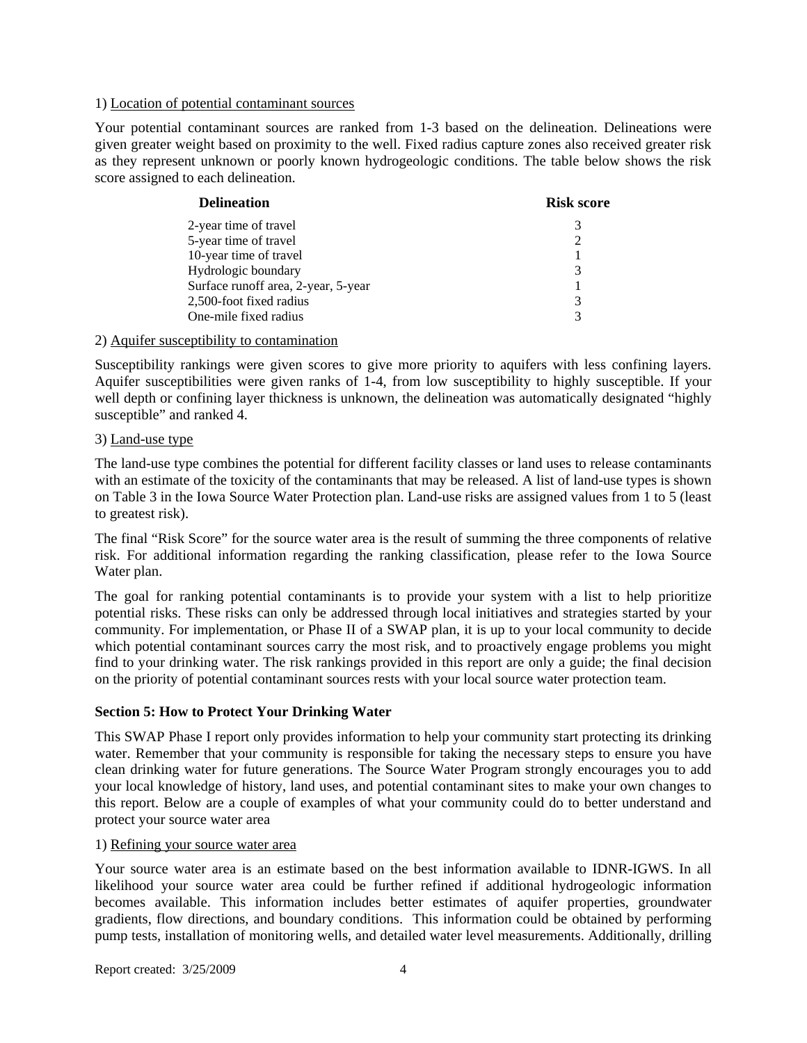1) Location of potential contaminant sources

Your potential contaminant sources are ranked from 1-3 based on the delineation. Delineations were given greater weight based on proximity to the well. Fixed radius capture zones also received greater risk as they represent unknown or poorly known hydrogeologic conditions. The table below shows the risk score assigned to each delineation.

| Delineation | Risk score |
|---|---|
| 2-year time of travel | 3 |
| 5-year time of travel | 2 |
| 10-year time of travel | 1 |
| Hydrologic boundary | 3 |
| Surface runoff area, 2-year, 5-year | 1 |
| 2,500-foot fixed radius | 3 |
| One-mile fixed radius | 3 |

2) Aquifer susceptibility to contamination

Susceptibility rankings were given scores to give more priority to aquifers with less confining layers. Aquifer susceptibilities were given ranks of 1-4, from low susceptibility to highly susceptible. If your well depth or confining layer thickness is unknown, the delineation was automatically designated "highly susceptible" and ranked 4.

3) Land-use type

The land-use type combines the potential for different facility classes or land uses to release contaminants with an estimate of the toxicity of the contaminants that may be released. A list of land-use types is shown on Table 3 in the Iowa Source Water Protection plan. Land-use risks are assigned values from 1 to 5 (least to greatest risk).

The final "Risk Score" for the source water area is the result of summing the three components of relative risk. For additional information regarding the ranking classification, please refer to the Iowa Source Water plan.

The goal for ranking potential contaminants is to provide your system with a list to help prioritize potential risks. These risks can only be addressed through local initiatives and strategies started by your community. For implementation, or Phase II of a SWAP plan, it is up to your local community to decide which potential contaminant sources carry the most risk, and to proactively engage problems you might find to your drinking water. The risk rankings provided in this report are only a guide; the final decision on the priority of potential contaminant sources rests with your local source water protection team.

## Section 5: How to Protect Your Drinking Water

This SWAP Phase I report only provides information to help your community start protecting its drinking water. Remember that your community is responsible for taking the necessary steps to ensure you have clean drinking water for future generations. The Source Water Program strongly encourages you to add your local knowledge of history, land uses, and potential contaminant sites to make your own changes to this report. Below are a couple of examples of what your community could do to better understand and protect your source water area

1) Refining your source water area

Your source water area is an estimate based on the best information available to IDNR-IGWS. In all likelihood your source water area could be further refined if additional hydrogeologic information becomes available. This information includes better estimates of aquifer properties, groundwater gradients, flow directions, and boundary conditions. This information could be obtained by performing pump tests, installation of monitoring wells, and detailed water level measurements. Additionally, drilling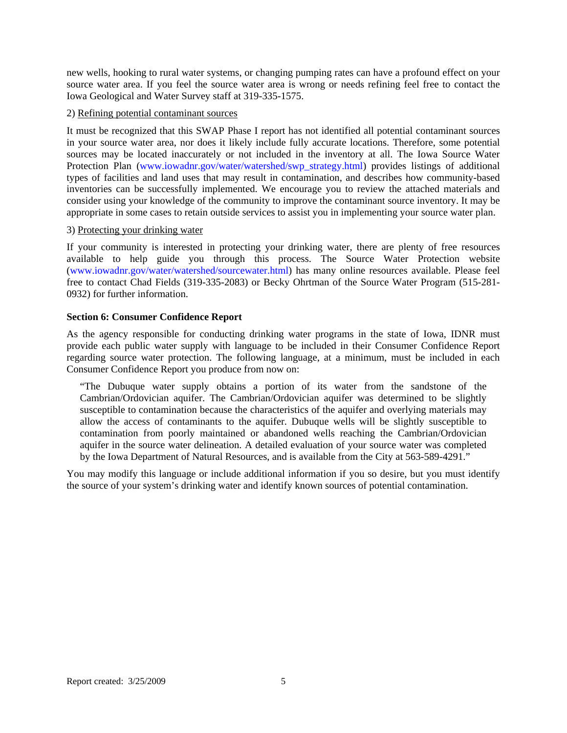new wells, hooking to rural water systems, or changing pumping rates can have a profound effect on your source water area. If you feel the source water area is wrong or needs refining feel free to contact the Iowa Geological and Water Survey staff at 319-335-1575.

2) Refining potential contaminant sources

It must be recognized that this SWAP Phase I report has not identified all potential contaminant sources in your source water area, nor does it likely include fully accurate locations. Therefore, some potential sources may be located inaccurately or not included in the inventory at all. The Iowa Source Water Protection Plan (www.iowadnr.gov/water/watershed/swp_strategy.html) provides listings of additional types of facilities and land uses that may result in contamination, and describes how community-based inventories can be successfully implemented. We encourage you to review the attached materials and consider using your knowledge of the community to improve the contaminant source inventory. It may be appropriate in some cases to retain outside services to assist you in implementing your source water plan.

3) Protecting your drinking water

If your community is interested in protecting your drinking water, there are plenty of free resources available to help guide you through this process. The Source Water Protection website (www.iowadnr.gov/water/watershed/sourcewater.html) has many online resources available. Please feel free to contact Chad Fields (319-335-2083) or Becky Ohrtman of the Source Water Program (515-281-0932) for further information.

**Section 6: Consumer Confidence Report**

As the agency responsible for conducting drinking water programs in the state of Iowa, IDNR must provide each public water supply with language to be included in their Consumer Confidence Report regarding source water protection. The following language, at a minimum, must be included in each Consumer Confidence Report you produce from now on:

> "The Dubuque water supply obtains a portion of its water from the sandstone of the Cambrian/Ordovician aquifer. The Cambrian/Ordovician aquifer was determined to be slightly susceptible to contamination because the characteristics of the aquifer and overlying materials may allow the access of contaminants to the aquifer. Dubuque wells will be slightly susceptible to contamination from poorly maintained or abandoned wells reaching the Cambrian/Ordovician aquifer in the source water delineation. A detailed evaluation of your source water was completed by the Iowa Department of Natural Resources, and is available from the City at 563-589-4291."

You may modify this language or include additional information if you so desire, but you must identify the source of your system's drinking water and identify known sources of potential contamination.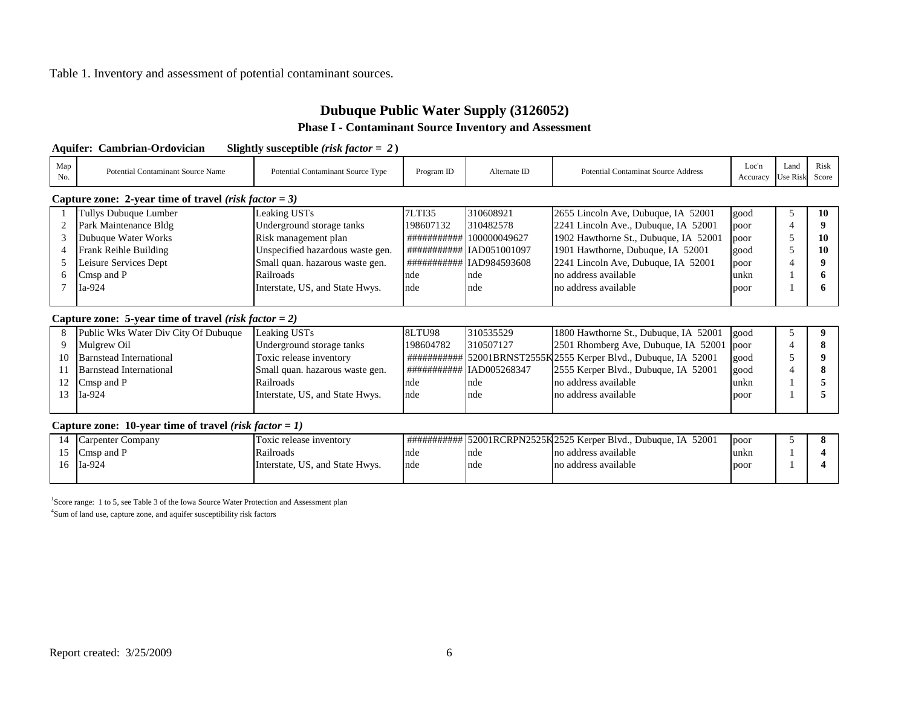Table 1. Inventory and assessment of potential contaminant sources.

## Dubuque Public Water Supply (3126052)

### Phase I - Contaminant Source Inventory and Assessment

**Aquifer: Cambrian-Ordovician** **Slightly susceptible *(risk factor = 2)***

| Map No. | Potential Contaminant Source Name | Potential Contaminant Source Type | Program ID | Alternate ID | Potential Contaminat Source Address | Loc'n Accuracy | Land Use Risk | Risk Score |
|---|---|---|---|---|---|---|---|---|
| **Capture zone: 2-year time of travel *(risk factor = 3)*** | | | | | | | | |
| 1 | Tullys Dubuque Lumber | Leaking USTs | 7LTI35 | 310608921 | 2655 Lincoln Ave, Dubuque, IA 52001 | good | 5 | **10** |
| 2 | Park Maintenance Bldg | Underground storage tanks | 198607132 | 310482578 | 2241 Lincoln Ave., Dubuque, IA 52001 | poor | 4 | **9** |
| 3 | Dubuque Water Works | Risk management plan | ########### | 100000049627 | 1902 Hawthorne St., Dubuque, IA 52001 | poor | 5 | **10** |
| 4 | Frank Reihle Building | Unspecified hazardous waste gen. | ########### | IAD051001097 | 1901 Hawthorne, Dubuque, IA 52001 | good | 5 | **10** |
| 5 | Leisure Services Dept | Small quan. hazarous waste gen. | ########### | IAD984593608 | 2241 Lincoln Ave, Dubuque, IA 52001 | poor | 4 | **9** |
| 6 | Cmsp and P | Railroads | nde | nde | no address available | unkn | 1 | **6** |
| 7 | Ia-924 | Interstate, US, and State Hwys. | nde | nde | no address available | poor | 1 | **6** |
| **Capture zone: 5-year time of travel *(risk factor = 2)*** | | | | | | | | |
| 8 | Public Wks Water Div City Of Dubuque | Leaking USTs | 8LTU98 | 310535529 | 1800 Hawthorne St., Dubuque, IA 52001 | good | 5 | **9** |
| 9 | Mulgrew Oil | Underground storage tanks | 198604782 | 310507127 | 2501 Rhomberg Ave, Dubuque, IA 52001 | poor | 4 | **8** |
| 10 | Barnstead International | Toxic release inventory | ########### | 52001BRNST2555K | 2555 Kerper Blvd., Dubuque, IA 52001 | good | 5 | **9** |
| 11 | Barnstead International | Small quan. hazarous waste gen. | ########### | IAD005268347 | 2555 Kerper Blvd., Dubuque, IA 52001 | good | 4 | **8** |
| 12 | Cmsp and P | Railroads | nde | nde | no address available | unkn | 1 | **5** |
| 13 | Ia-924 | Interstate, US, and State Hwys. | nde | nde | no address available | poor | 1 | **5** |
| **Capture zone: 10-year time of travel *(risk factor = 1)*** | | | | | | | | |
| 14 | Carpenter Company | Toxic release inventory | ########### | 52001RCRPN2525K | 2525 Kerper Blvd., Dubuque, IA 52001 | poor | 5 | **8** |
| 15 | Cmsp and P | Railroads | nde | nde | no address available | unkn | 1 | **4** |
| 16 | Ia-924 | Interstate, US, and State Hwys. | nde | nde | no address available | poor | 1 | **4** |

[1]Score range: 1 to 5, see Table 3 of the Iowa Source Water Protection and Assessment plan

[4]Sum of land use, capture zone, and aquifer susceptibility risk factors

Report created: 3/25/2009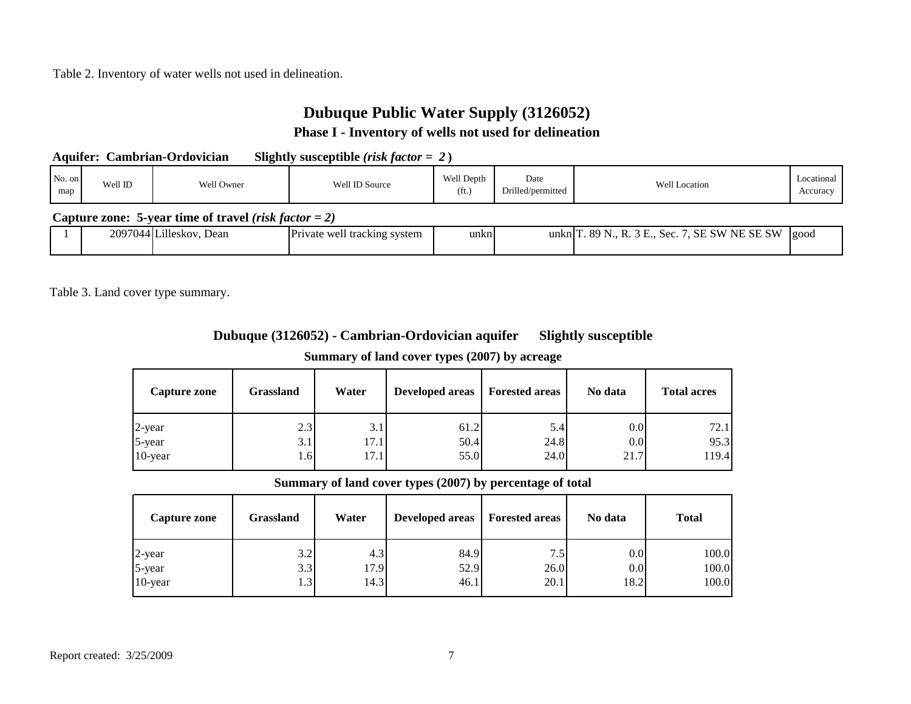Table 2. Inventory of water wells not used in delineation.

## Dubuque Public Water Supply (3126052)

### Phase I - Inventory of wells not used for delineation

**Aquifer: Cambrian-Ordovician** **Slightly susceptible *(risk factor = 2)***

| No. on map | Well ID | Well Owner | Well ID Source | Well Depth (ft.) | Date Drilled/permitted | Well Location | Locational Accuracy |
|---|---|---|---|---|---|---|---|
| **Capture zone: 5-year time of travel *(risk factor = 2)*** | | | | | | | |
| 1 | 2097044 | Lilleskov, Dean | Private well tracking system | unkn | unkn | T. 89 N., R. 3 E., Sec. 7, SE SW NE SE SW | good |

Table 3. Land cover type summary.

### Dubuque (3126052) - Cambrian-Ordovician aquifer Slightly susceptible

**Summary of land cover types (2007) by acreage**

| Capture zone | Grassland | Water | Developed areas | Forested areas | No data | Total acres |
|---|---|---|---|---|---|---|
| 2-year | 2.3 | 3.1 | 61.2 | 5.4 | 0.0 | 72.1 |
| 5-year | 3.1 | 17.1 | 50.4 | 24.8 | 0.0 | 95.3 |
| 10-year | 1.6 | 17.1 | 55.0 | 24.0 | 21.7 | 119.4 |

**Summary of land cover types (2007) by percentage of total**

| Capture zone | Grassland | Water | Developed areas | Forested areas | No data | Total |
|---|---|---|---|---|---|---|
| 2-year | 3.2 | 4.3 | 84.9 | 7.5 | 0.0 | 100.0 |
| 5-year | 3.3 | 17.9 | 52.9 | 26.0 | 0.0 | 100.0 |
| 10-year | 1.3 | 14.3 | 46.1 | 20.1 | 18.2 | 100.0 |

Report created: 3/25/2009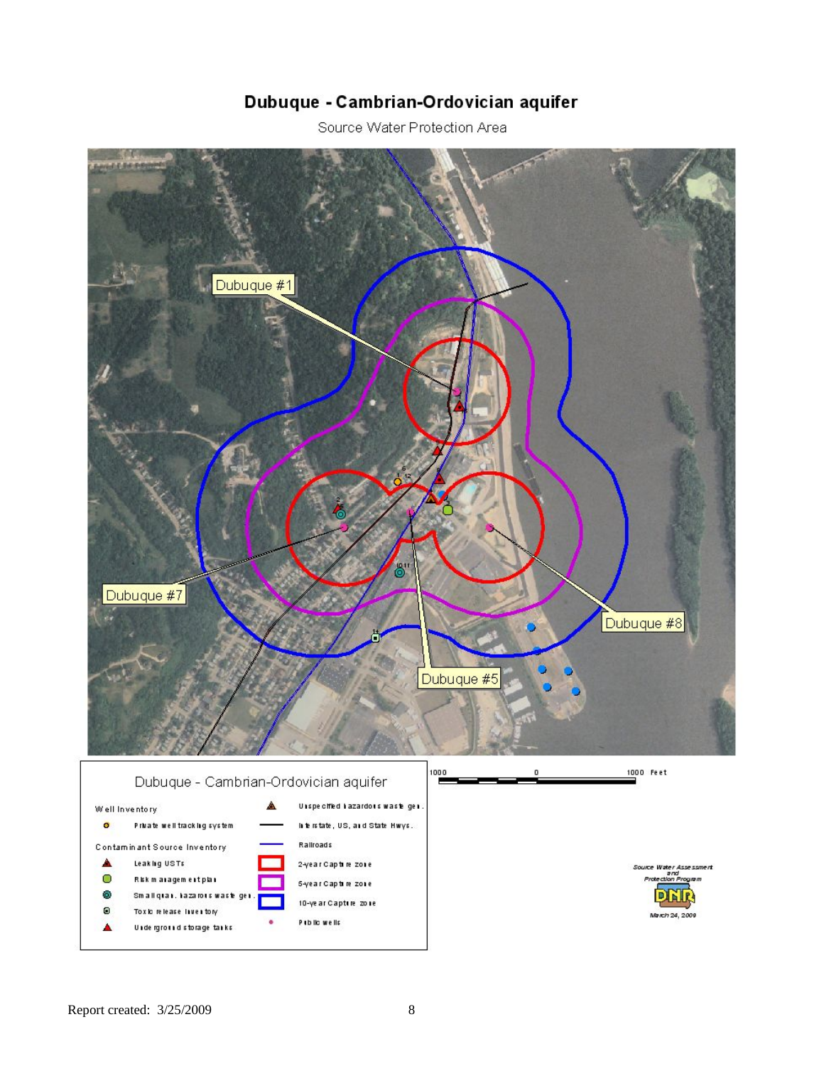# Dubuque - Cambrian-Ordovician aquifer

Source Water Protection Area

Dubuque #1

Dubuque #7

Dubuque #8

Dubuque #5

Dubuque - Cambrian-Ordovician aquifer

Well Inventory

Private well tracking system

Contaminant Source Inventory

Leaking USTs

Risk management plan

Small quan. hazardous waste gen.

Toxic release inventory

Underground storage tanks

Unspecified hazardous waste gen.

Interstate, US, and State Hwys.

Railroads

2-year Capture zone

5-year Capture zone

10-year Capture zone

Public wells

1000 0 1000 Feet

Source Water Assessment and Protection Program

DNR

March 24, 2009

Report created: 3/25/2009